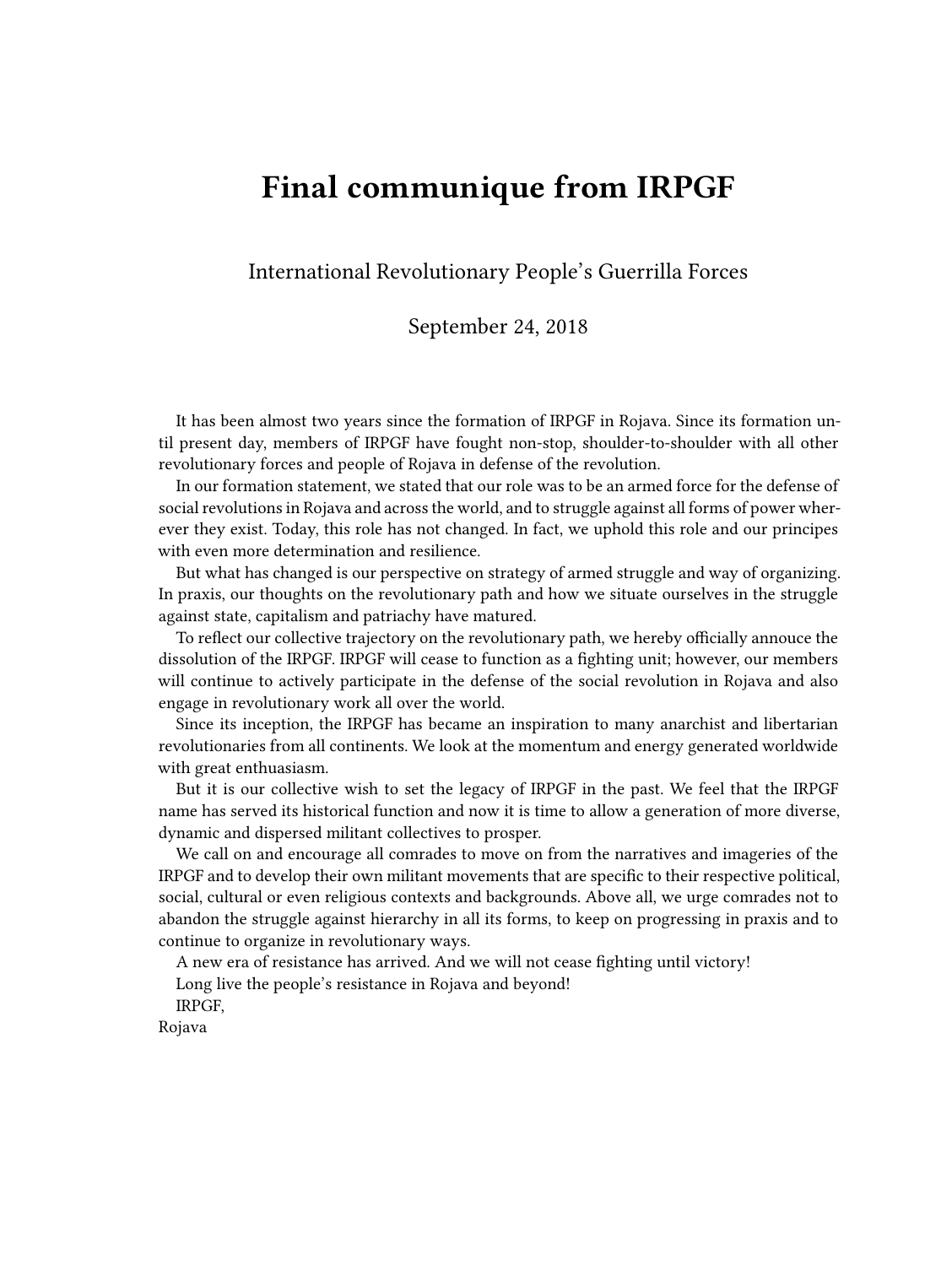# Final communique from IRPGF

International Revolutionary People's Guerrilla Forces

September 24, 2018

It has been almost two years since the formation of IRPGF in Rojava. Since its formation until present day, members of IRPGF have fought non-stop, shoulder-to-shoulder with all other revolutionary forces and people of Rojava in defense of the revolution.

In our formation statement, we stated that our role was to be an armed force for the defense of social revolutions in Rojava and across the world, and to struggle against all forms of power wherever they exist. Today, this role has not changed. In fact, we uphold this role and our principes with even more determination and resilience.

But what has changed is our perspective on strategy of armed struggle and way of organizing. In praxis, our thoughts on the revolutionary path and how we situate ourselves in the struggle against state, capitalism and patriachy have matured.

To reflect our collective trajectory on the revolutionary path, we hereby officially annouce the dissolution of the IRPGF. IRPGF will cease to function as a fighting unit; however, our members will continue to actively participate in the defense of the social revolution in Rojava and also engage in revolutionary work all over the world.

Since its inception, the IRPGF has became an inspiration to many anarchist and libertarian revolutionaries from all continents. We look at the momentum and energy generated worldwide with great enthuasiasm.

But it is our collective wish to set the legacy of IRPGF in the past. We feel that the IRPGF name has served its historical function and now it is time to allow a generation of more diverse, dynamic and dispersed militant collectives to prosper.

We call on and encourage all comrades to move on from the narratives and imageries of the IRPGF and to develop their own militant movements that are specific to their respective political, social, cultural or even religious contexts and backgrounds. Above all, we urge comrades not to abandon the struggle against hierarchy in all its forms, to keep on progressing in praxis and to continue to organize in revolutionary ways.

A new era of resistance has arrived. And we will not cease fighting until victory!

Long live the people's resistance in Rojava and beyond!

IRPGF,
Rojava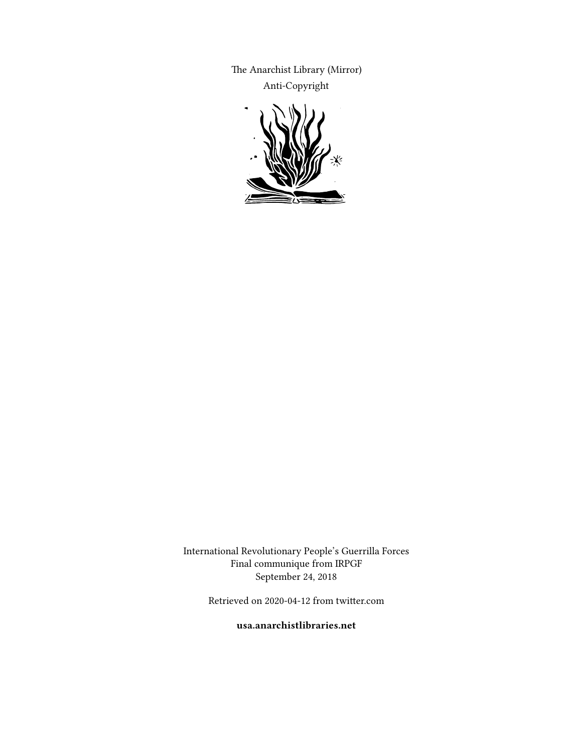The Anarchist Library (Mirror)
Anti-Copyright

International Revolutionary People's Guerrilla Forces
Final communique from IRPGF
September 24, 2018

Retrieved on 2020-04-12 from twitter.com

**usa.anarchistlibraries.net**